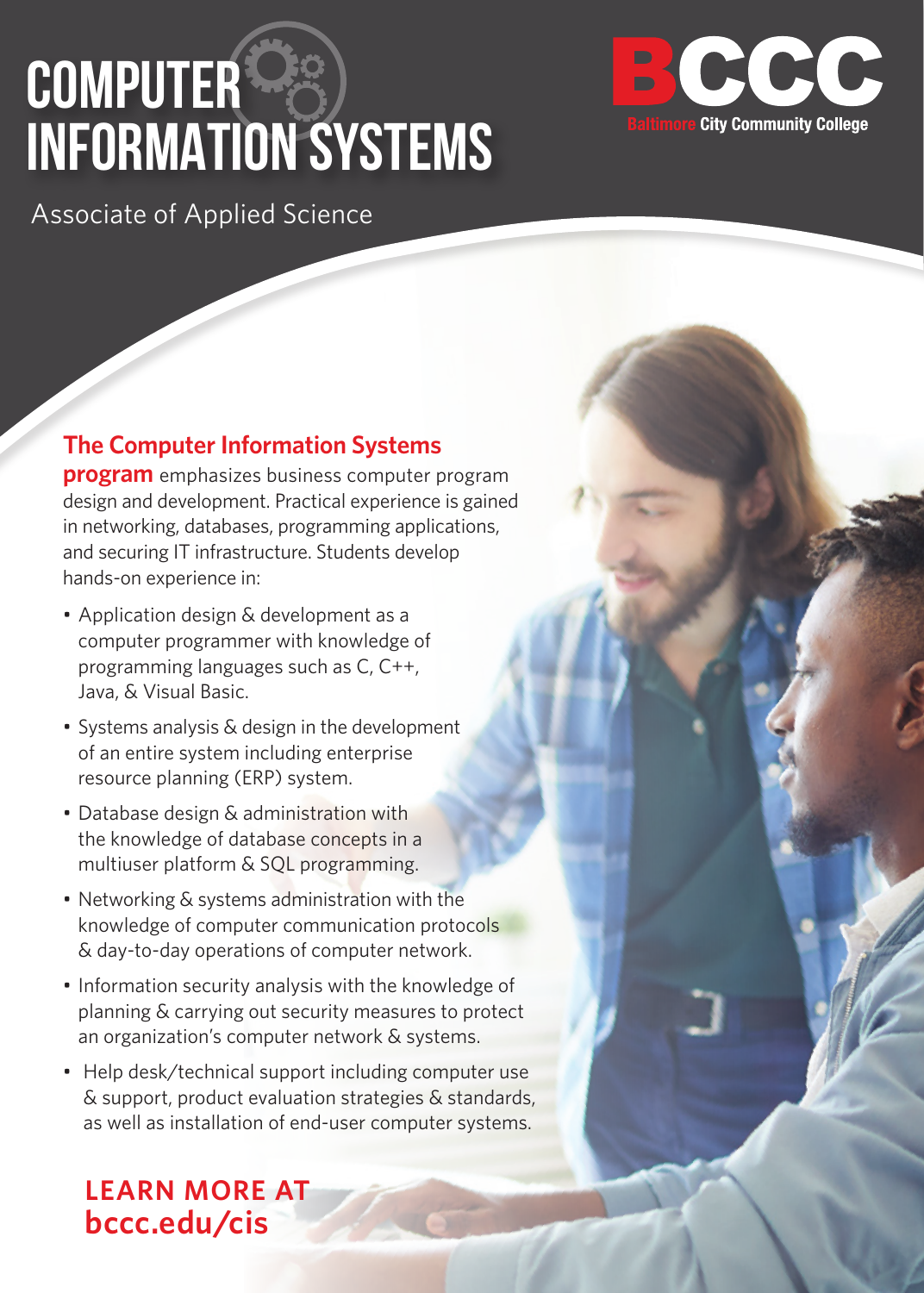# COMPUTER INFORMATION SYSTEMS

BCCC
Baltimore City Community College

Associate of Applied Science

**The Computer Information Systems program** emphasizes business computer program design and development. Practical experience is gained in networking, databases, programming applications, and securing IT infrastructure. Students develop hands-on experience in:

- Application design & development as a computer programmer with knowledge of programming languages such as C, C++, Java, & Visual Basic.
- Systems analysis & design in the development of an entire system including enterprise resource planning (ERP) system.
- Database design & administration with the knowledge of database concepts in a multiuser platform & SQL programming.
- Networking & systems administration with the knowledge of computer communication protocols & day-to-day operations of computer network.
- Information security analysis with the knowledge of planning & carrying out security measures to protect an organization's computer network & systems.
- Help desk/technical support including computer use & support, product evaluation strategies & standards, as well as installation of end-user computer systems.

**LEARN MORE AT**
**bccc.edu/cis**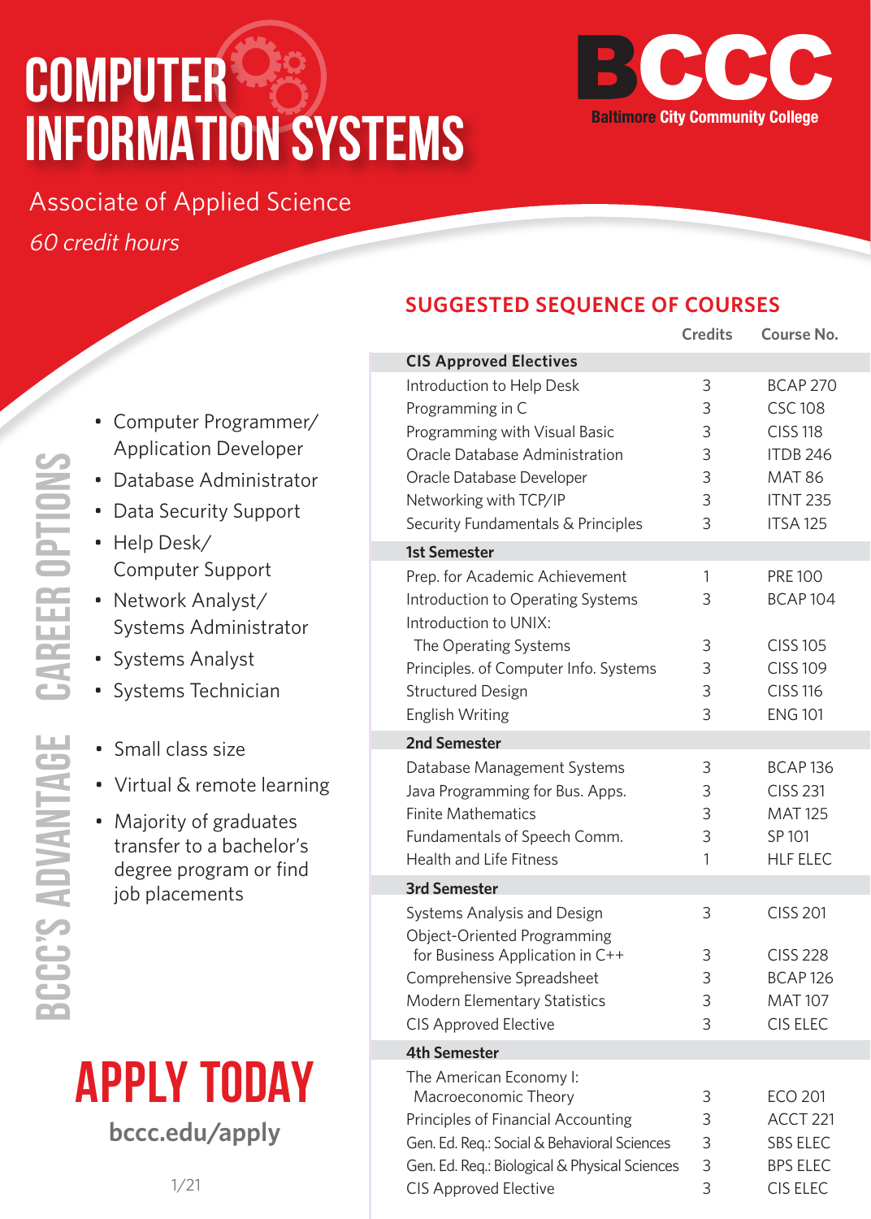# COMPUTER INFORMATION SYSTEMS

**BCCC** Baltimore City Community College

Associate of Applied Science

*60 credit hours*

## CAREER OPTIONS

- Computer Programmer/ Application Developer
- Database Administrator
- Data Security Support
- Help Desk/ Computer Support
- Network Analyst/ Systems Administrator
- Systems Analyst
- Systems Technician

## BCCC'S ADVANTAGE

- Small class size
- Virtual & remote learning
- Majority of graduates transfer to a bachelor's degree program or find job placements

## APPLY TODAY

**bccc.edu/apply**

## SUGGESTED SEQUENCE OF COURSES

| | Credits | Course No. |
|---|---|---|
| **CIS Approved Electives** | | |
| Introduction to Help Desk | 3 | BCAP 270 |
| Programming in C | 3 | CSC 108 |
| Programming with Visual Basic | 3 | CISS 118 |
| Oracle Database Administration | 3 | ITDB 246 |
| Oracle Database Developer | 3 | MAT 86 |
| Networking with TCP/IP | 3 | ITNT 235 |
| Security Fundamentals & Principles | 3 | ITSA 125 |
| **1st Semester** | | |
| Prep. for Academic Achievement | 1 | PRE 100 |
| Introduction to Operating Systems | 3 | BCAP 104 |
| Introduction to UNIX: The Operating Systems | 3 | CISS 105 |
| Principles. of Computer Info. Systems | 3 | CISS 109 |
| Structured Design | 3 | CISS 116 |
| English Writing | 3 | ENG 101 |
| **2nd Semester** | | |
| Database Management Systems | 3 | BCAP 136 |
| Java Programming for Bus. Apps. | 3 | CISS 231 |
| Finite Mathematics | 3 | MAT 125 |
| Fundamentals of Speech Comm. | 3 | SP 101 |
| Health and Life Fitness | 1 | HLF ELEC |
| **3rd Semester** | | |
| Systems Analysis and Design | 3 | CISS 201 |
| Object-Oriented Programming for Business Application in C++ | 3 | CISS 228 |
| Comprehensive Spreadsheet | 3 | BCAP 126 |
| Modern Elementary Statistics | 3 | MAT 107 |
| CIS Approved Elective | 3 | CIS ELEC |
| **4th Semester** | | |
| The American Economy I: Macroeconomic Theory | 3 | ECO 201 |
| Principles of Financial Accounting | 3 | ACCT 221 |
| Gen. Ed. Req.: Social & Behavioral Sciences | 3 | SBS ELEC |
| Gen. Ed. Req.: Biological & Physical Sciences | 3 | BPS ELEC |
| CIS Approved Elective | 3 | CIS ELEC |

1/21